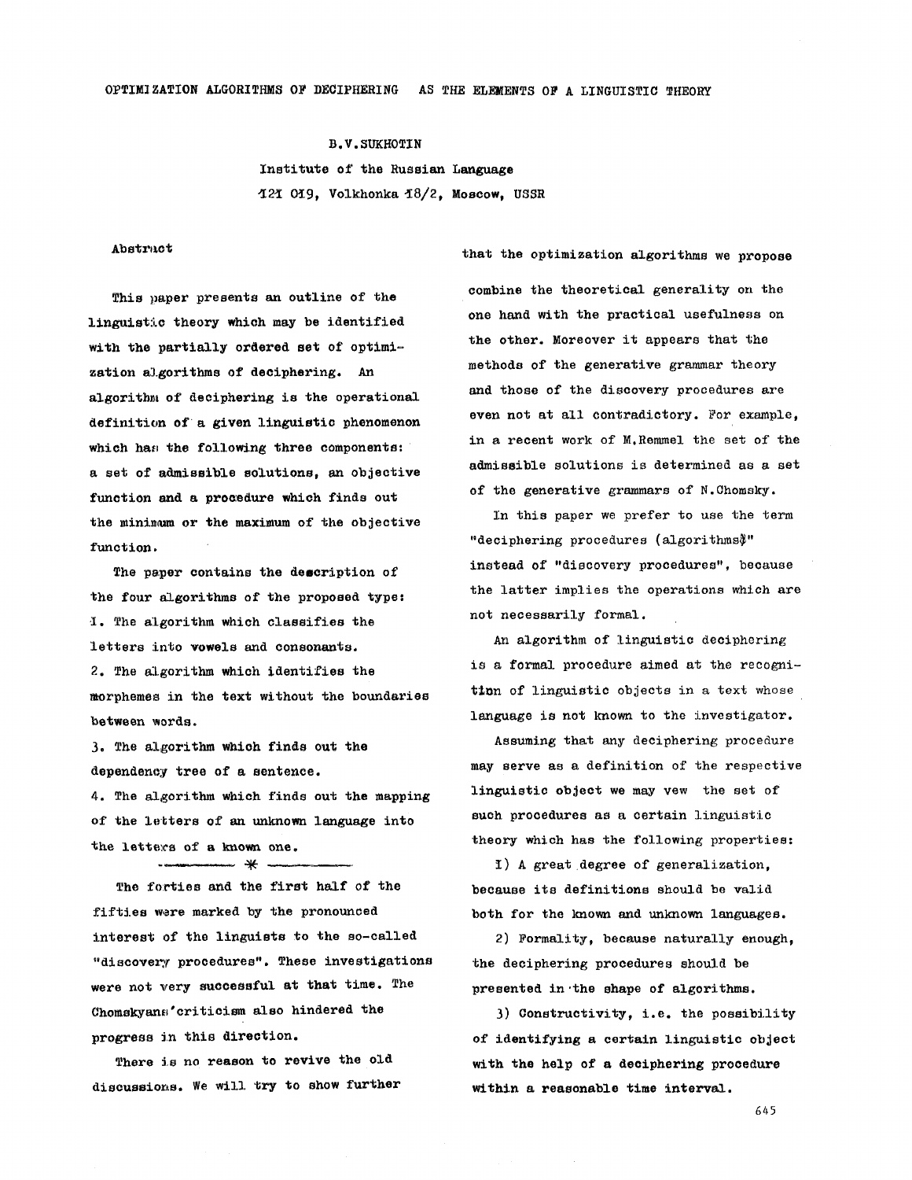# OPTIMIZATION ALGORITHMS OF DECIPHERING AS THE ELEMENTS OF A LINGUISTIC THEORY

B.V.SUKHOTIN

Institute of the Russian Language

121 019, Volkhonka 18/2, Moscow, USSR

## Abstract

This paper presents an outline of the linguistic theory which may be identified with the partially ordered set of optimization algorithms of deciphering. An algorithm of deciphering is the operational definition of a given linguistic phenomenon which has the following three components: a set of admissible solutions, an objective function and a procedure which finds out the minimum or the maximum of the objective function.

The paper contains the description of the four algorithms of the proposed type:

1. The algorithm which classifies the letters into vowels and consonants.
2. The algorithm which identifies the morphemes in the text without the boundaries between words.
3. The algorithm which finds out the dependency tree of a sentence.
4. The algorithm which finds out the mapping of the letters of an unknown language into the letters of a known one.

---- * ----

The forties and the first half of the fifties were marked by the pronounced interest of the linguists to the so-called "discovery procedures". These investigations were not very successful at that time. The Chomskyans'criticism also hindered the progress in this direction.

There is no reason to revive the old discussions. We will try to show further that the optimization algorithms we propose combine the theoretical generality on the one hand with the practical usefulness on the other. Moreover it appears that the methods of the generative grammar theory and those of the discovery procedures are even not at all contradictory. For example, in a recent work of M.Remmel the set of the admissible solutions is determined as a set of the generative grammars of N.Chomsky.

In this paper we prefer to use the term "deciphering procedures (algorithms)" instead of "discovery procedures", because the latter implies the operations which are not necessarily formal.

An algorithm of linguistic deciphering is a formal procedure aimed at the recognition of linguistic objects in a text whose language is not known to the investigator.

Assuming that any deciphering procedure may serve as a definition of the respective linguistic object we may vew the set of such procedures as a certain linguistic theory which has the following properties:

1) A great degree of generalization, because its definitions should be valid both for the known and unknown languages.

2) Formality, because naturally enough, the deciphering procedures should be presented in the shape of algorithms.

3) Constructivity, i.e. the possibility of identifying a certain linguistic object with the help of a deciphering procedure within a reasonable time interval.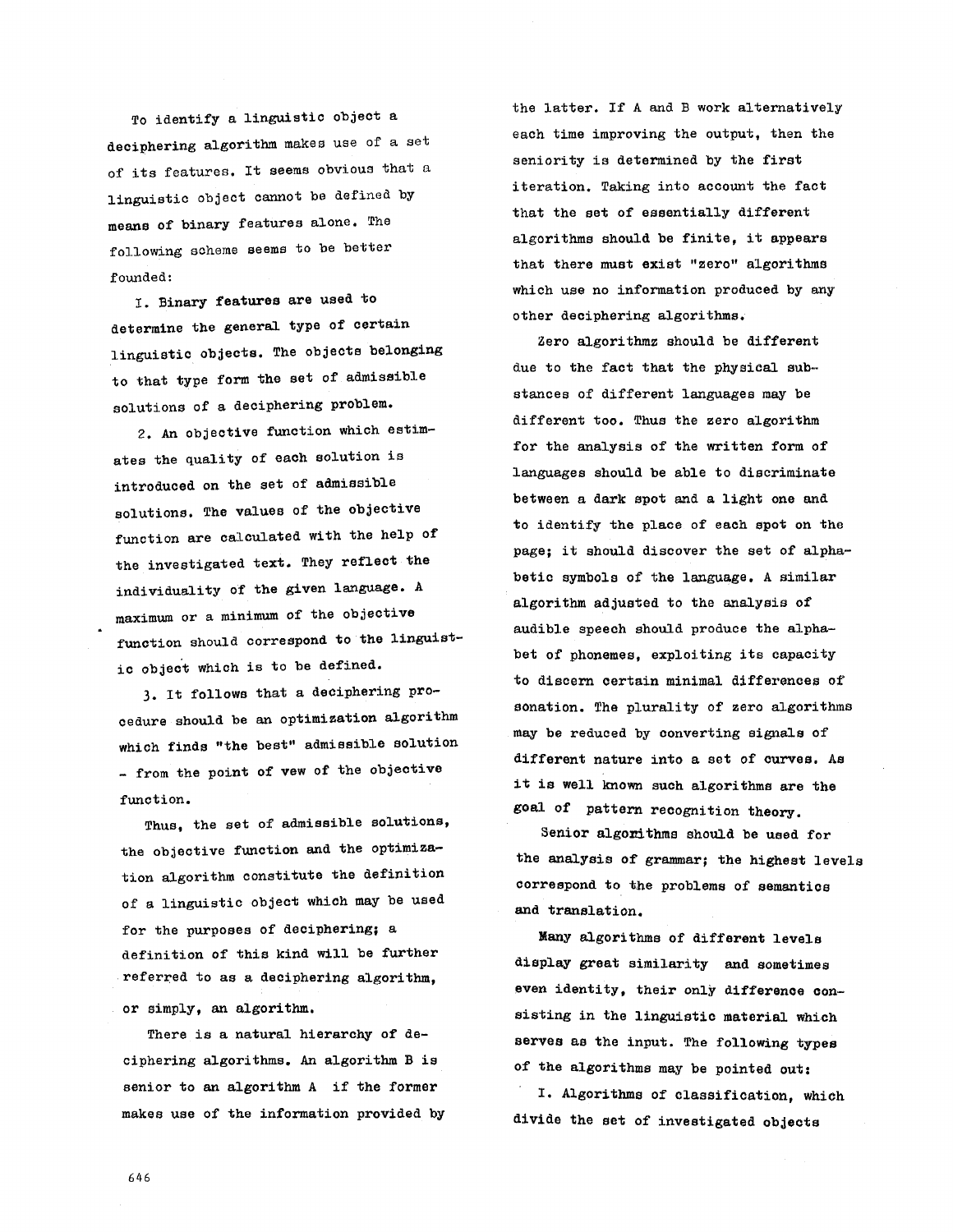To identify a linguistic object a deciphering algorithm makes use of a set of its features. It seems obvious that a linguistic object cannot be defined by means of binary features alone. The following scheme seems to be better founded:

I. Binary features are used to determine the general type of certain linguistic objects. The objects belonging to that type form the set of admissible solutions of a deciphering problem.

2. An objective function which estimates the quality of each solution is introduced on the set of admissible solutions. The values of the objective function are calculated with the help of the investigated text. They reflect the individuality of the given language. A maximum or a minimum of the objective function should correspond to the linguistic object which is to be defined.

3. It follows that a deciphering procedure should be an optimization algorithm which finds "the best" admissible solution - from the point of vew of the objective function.

Thus, the set of admissible solutions, the objective function and the optimization algorithm constitute the definition of a linguistic object which may be used for the purposes of deciphering; a definition of this kind will be further referred to as a deciphering algorithm, or simply, an algorithm.

There is a natural hierarchy of deciphering algorithms. An algorithm B is senior to an algorithm A if the former makes use of the information provided by the latter. If A and B work alternatively each time improving the output, then the seniority is determined by the first iteration. Taking into account the fact that the set of essentially different algorithms should be finite, it appears that there must exist "zero" algorithms which use no information produced by any other deciphering algorithms.

Zero algorithmz should be different due to the fact that the physical substances of different languages may be different too. Thus the zero algorithm for the analysis of the written form of languages should be able to discriminate between a dark spot and a light one and to identify the place of each spot on the page; it should discover the set of alphabetic symbols of the language. A similar algorithm adjusted to the analysis of audible speech should produce the alphabet of phonemes, exploiting its capacity to discern certain minimal differences of sonation. The plurality of zero algorithms may be reduced by converting signals of different nature into a set of curves. As it is well known such algorithms are the goal of pattern recognition theory.

Senior algorithms should be used for the analysis of grammar; the highest levels correspond to the problems of semantics and translation.

Many algorithms of different levels display great similarity and sometimes even identity, their only difference consisting in the linguistic material which serves as the input. The following types of the algorithms may be pointed out:

I. Algorithms of classification, which divide the set of investigated objects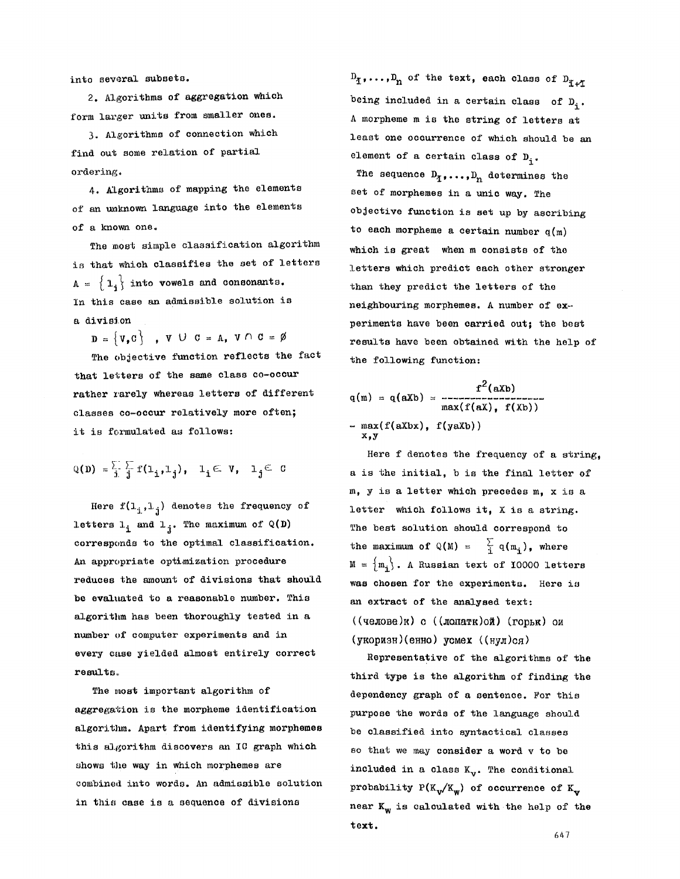into several subsets.

2. Algorithms of aggregation which form larger units from smaller ones.

3. Algorithms of connection which find out some relation of partial ordering.

4. Algorithms of mapping the elements of an unknown language into the elements of a known one.

The most simple classification algorithm is that which classifies the set of letters $A = \{l_i\}$ into vowels and consonants. In this case an admissible solution is a division

$$D = \{V, C\}, \quad V \cup C = A, \quad V \cap C = \emptyset$$

The objective function reflects the fact that letters of the same class co-occur rather rarely whereas letters of different classes co-occur relatively more often; it is formulated as follows:

$$Q(D) = \sum_i \sum_j f(l_i, l_j), \quad l_i \in V, \quad l_j \in C$$

Here $f(l_i, l_j)$ denotes the frequency of letters $l_i$ and $l_j$. The maximum of $Q(D)$ corresponds to the optimal classification. An appropriate optimization procedure reduces the amount of divisions that should be evaluated to a reasonable number. This algorithm has been thoroughly tested in a number of computer experiments and in every case yielded almost entirely correct results.

The most important algorithm of aggregation is the morpheme identification algorithm. Apart from identifying morphemes this algorithm discovers an IC graph which shows the way in which morphemes are combined into words. An admissible solution in this case is a sequence of divisions $D_1, \ldots, D_n$ of the text, each class of $D_{i+1}$ being included in a certain class of $D_i$. A morpheme m is the string of letters at least one occurrence of which should be an element of a certain class of $D_i$.

The sequence $D_1, \ldots, D_n$ determines the set of morphemes in a unic way. The objective function is set up by ascribing to each morpheme a certain number $q(m)$ which is great when m consists of the letters which predict each other stronger than they predict the letters of the neighbouring morphemes. A number of experiments have been carried out; the best results have been obtained with the help of the following function:

$$q(m) = q(aXb) = \frac{f^2(aXb)}{\max(f(aX),\ f(Xb))} - \max_{x,y}(f(aXbx),\ f(yaXb))$$

Here f denotes the frequency of a string, a is the initial, b is the final letter of m, y is a letter which precedes m, x is a letter which follows it, X is a string. The best solution should correspond to the maximum of $Q(M) = \sum_i q(m_i)$, where $M = \{m_i\}$. A Russian text of 10000 letters was chosen for the experiments. Here is an extract of the analysed text:

((челове)к) с ((лопатк)ой) (горьк) ои (укоризн)(енно) усмех ((нул)ся)

Representative of the algorithms of the third type is the algorithm of finding the dependency graph of a sentence. For this purpose the words of the language should be classified into syntactical classes so that we may consider a word v to be included in a class $K_v$. The conditional probability $P(K_v/K_w)$ of occurrence of $K_v$ near $K_w$ is calculated with the help of the text.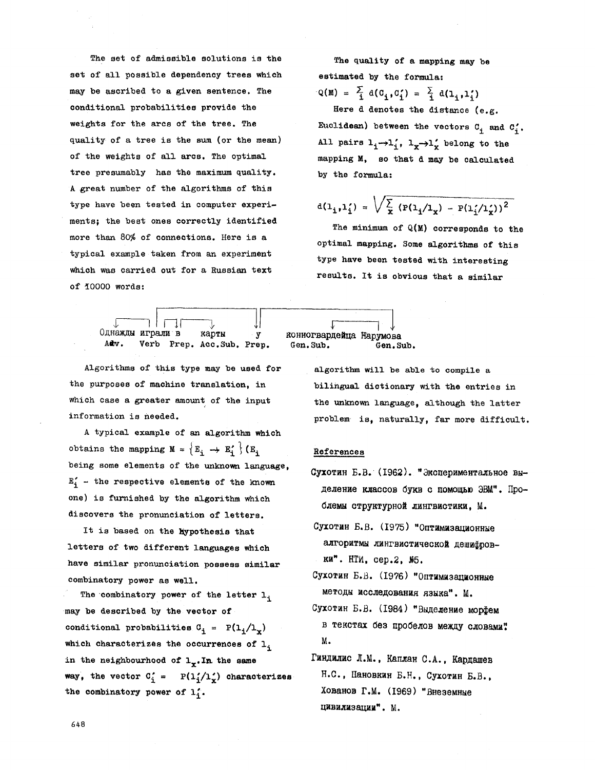The set of admissible solutions is the set of all possible dependency trees which may be ascribed to a given sentence. The conditional probabilities provide the weights for the arcs of the tree. The quality of a tree is the sum (or the mean) of the weights of all arcs. The optimal tree presumably has the maximum quality. A great number of the algorithms of this type have been tested in computer experiments; the best ones correctly identified more than 80% of connections. Here is a typical example taken from an experiment which was carried out for a Russian text of 10000 words:

Однажды играли в карты у конногвардейца Нарумова
Adv. Verb Prep. Acc.Sub. Prep. Gen.Sub. Gen.Sub.

Algorithms of this type may be used for the purposes of machine translation, in which case a greater amount of the input information is needed.

A typical example of an algorithm which obtains the mapping $M = \{E_i \rightarrow E'_i\}$ ($E_i$ being some elements of the unknown language, $E'_i$ - the respective elements of the known one) is furnished by the algorithm which discovers the pronunciation of letters.

It is based on the hypothesis that letters of two different languages which have similar pronunciation possess similar combinatory power as well.

The combinatory power of the letter $l_i$ may be described by the vector of conditional probabilities $C_i = P(l_i/l_x)$ which characterizes the occurrences of $l_i$ in the neighbourhood of $l_x$. In the same way, the vector $C'_i = P(l'_i/l'_x)$ characterizes the combinatory power of $l'_i$.

The quality of a mapping may be estimated by the formula:

$$Q(M) = \sum_i d(C_i, C'_i) = \sum_i d(l_i, l'_i)$$

Here d denotes the distance (e.g. Euclidean) between the vectors $C_i$ and $C'_i$. All pairs $l_i \rightarrow l'_i$, $l_x \rightarrow l'_x$ belong to the mapping M, so that d may be calculated by the formula:

$$d(l_i, l'_i) = \sqrt{\sum_x \left(P(l_i/l_x) - P(l'_i/l'_x)\right)^2}$$

The minimum of Q(M) corresponds to the optimal mapping. Some algorithms of this type have been tested with interesting results. It is obvious that a similar algorithm will be able to compile a bilingual dictionary with the entries in the unknown language, although the latter problem is, naturally, far more difficult.

## References

Сухотин Б.В. (1962). "Экспериментальное выделение классов букв с помощью ЭВМ". Проблемы структурной лингвистики, М.

Сухотин Б.В. (1975) "Оптимизационные алгоритмы лингвистической дешифровки". НТИ, сер.2, №5.

Сухотин Б.В. (1976) "Оптимизационные методы исследования языка". М.

Сухотин Б.В. (1984) "Выделение морфем в текстах без пробелов между словами". М.

Гиндилис Л.М., Каплан С.А., Кардашев Н.С., Пановкин Б.Н., Сухотин Б.В., Хованов Г.М. (1969) "Внеземные цивилизации". М.